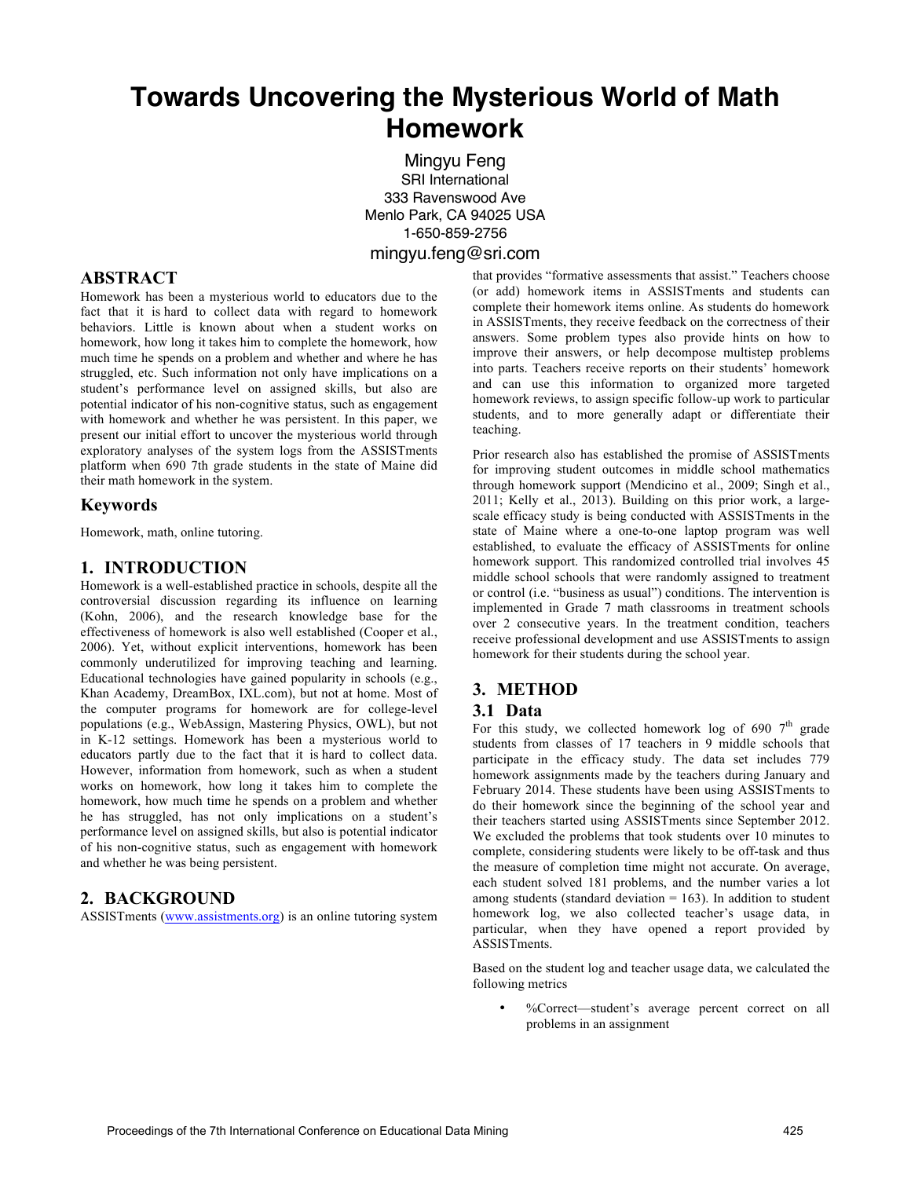# Towards Uncovering the Mysterious World of Math Homework

Mingyu Feng
SRI International
333 Ravenswood Ave
Menlo Park, CA 94025 USA
1-650-859-2756
mingyu.feng@sri.com

## ABSTRACT

Homework has been a mysterious world to educators due to the fact that it is hard to collect data with regard to homework behaviors. Little is known about when a student works on homework, how long it takes him to complete the homework, how much time he spends on a problem and whether and where he has struggled, etc. Such information not only have implications on a student's performance level on assigned skills, but also are potential indicator of his non-cognitive status, such as engagement with homework and whether he was persistent. In this paper, we present our initial effort to uncover the mysterious world through exploratory analyses of the system logs from the ASSISTments platform when 690 7th grade students in the state of Maine did their math homework in the system.

## Keywords

Homework, math, online tutoring.

## 1. INTRODUCTION

Homework is a well-established practice in schools, despite all the controversial discussion regarding its influence on learning (Kohn, 2006), and the research knowledge base for the effectiveness of homework is also well established (Cooper et al., 2006). Yet, without explicit interventions, homework has been commonly underutilized for improving teaching and learning. Educational technologies have gained popularity in schools (e.g., Khan Academy, DreamBox, IXL.com), but not at home. Most of the computer programs for homework are for college-level populations (e.g., WebAssign, Mastering Physics, OWL), but not in K-12 settings. Homework has been a mysterious world to educators partly due to the fact that it is hard to collect data. However, information from homework, such as when a student works on homework, how long it takes him to complete the homework, how much time he spends on a problem and whether he has struggled, has not only have implications on a student's performance level on assigned skills, but also is potential indicator of his non-cognitive status, such as engagement with homework and whether he was being persistent.

## 2. BACKGROUND

ASSISTments (www.assistments.org) is an online tutoring system that provides "formative assessments that assist." Teachers choose (or add) homework items in ASSISTments and students can complete their homework items online. As students do homework in ASSISTments, they receive feedback on the correctness of their answers. Some problem types also provide hints on how to improve their answers, or help decompose multistep problems into parts. Teachers receive reports on their students' homework and can use this information to organized more targeted homework reviews, to assign specific follow-up work to particular students, and to more generally adapt or differentiate their teaching.

Prior research also has established the promise of ASSISTments for improving student outcomes in middle school mathematics through homework support (Mendicino et al., 2009; Singh et al., 2011; Kelly et al., 2013). Building on this prior work, a large-scale efficacy study is being conducted with ASSISTments in the state of Maine where a one-to-one laptop program was well established, to evaluate the efficacy of ASSISTments for online homework support. This randomized controlled trial involves 45 middle school schools that were randomly assigned to treatment or control (i.e. "business as usual") conditions. The intervention is implemented in Grade 7 math classrooms in treatment schools over 2 consecutive years. In the treatment condition, teachers receive professional development and use ASSISTments to assign homework for their students during the school year.

## 3. METHOD

### 3.1 Data

For this study, we collected homework log of 690 7th grade students from classes of 17 teachers in 9 middle schools that participate in the efficacy study. The data set includes 779 homework assignments made by the teachers during January and February 2014. These students have been using ASSISTments to do their homework since the beginning of the school year and their teachers started using ASSISTments since September 2012. We excluded the problems that took students over 10 minutes to complete, considering students were likely to be off-task and thus the measure of completion time might not accurate. On average, each student solved 181 problems, and the number varies a lot among students (standard deviation = 163). In addition to student homework log, we also collected teacher's usage data, in particular, when they have opened a report provided by ASSISTments.

Based on the student log and teacher usage data, we calculated the following metrics

- %Correct—student's average percent correct on all problems in an assignment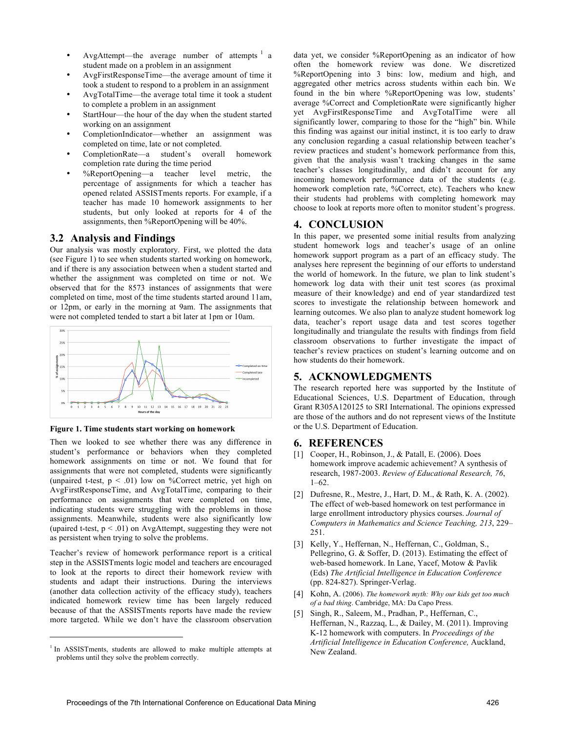- AvgAttempt—the average number of attempts [1] a student made on a problem in an assignment
- AvgFirstResponseTime—the average amount of time it took a student to respond to a problem in an assignment
- AvgTotalTime—the average total time it took a student to complete a problem in an assignment
- StartHour—the hour of the day when the student started working on an assignment
- CompletionIndicator—whether an assignment was completed on time, late or not completed.
- CompletionRate—a student's overall homework completion rate during the time period
- %ReportOpening—a teacher level metric, the percentage of assignments for which a teacher has opened related ASSISTments reports. For example, if a teacher has made 10 homework assignments to her students, but only looked at reports for 4 of the assignments, then %ReportOpening will be 40%.

## 3.2 Analysis and Findings

Our analysis was mostly exploratory. First, we plotted the data (see Figure 1) to see when students started working on homework, and if there is any association between when a student started and whether the assignment was completed on time or not. We observed that for the 8573 instances of assignments that were completed on time, most of the time students started around 11am, or 12pm, or early in the morning at 9am. The assignments that were not completed tended to start a bit later at 1pm or 10am.

30%
25%
20%
15%
10%
5%
0%
% of assignments
0 1 2 3 4 5 6 7 8 9 10 11 12 13 14 15 16 17 18 19 20 21 22 23
Hours of the day
Completed on time
Completed late
Incompleted

**Figure 1. Time students start working on homework**

Then we looked to see whether there was any difference in student's performance or behaviors when they completed homework assignments on time or not. We found that for assignments that were not completed, students were significantly (unpaired t-test, $p < .01$) low on %Correct metric, yet high on AvgFirstResponseTime, and AvgTotalTime, comparing to their performance on assignments that were completed on time, indicating students were struggling with the problems in those assignments. Meanwhile, students were also significantly low (upaired t-test, $p < .01$) on AvgAttempt, suggesting they were not as persistent when trying to solve the problems.

Teacher's review of homework performance report is a critical step in the ASSISTments logic model and teachers are encouraged to look at the reports to direct their homework review with students and adapt their instructions. During the interviews (another data collection activity of the efficacy study), teachers indicated homework review time has been largely reduced because of that the ASSISTments reports have made the review more targeted. While we don't have the classroom observation data yet, we consider %ReportOpening as an indicator of how often the homework review was done. We discretized %ReportOpening into 3 bins: low, medium and high, and aggregated other metrics across students within each bin. We found in the bin where %ReportOpening was low, students' average %Correct and CompletionRate were significantly higher yet AvgFirstResponseTime and AvgTotalTime were all significantly lower, comparing to those for the "high" bin. While this finding was against our initial instinct, it is too early to draw any conclusion regarding a casual relationship between teacher's review practices and student's homework performance from this, given that the analysis wasn't tracking changes in the same teacher's classes longitudinally, and didn't account for any incoming homework performance data of the students (e.g. homework completion rate, %Correct, etc). Teachers who knew their students had problems with completing homework may choose to look at reports more often to monitor student's progress.

[1] In ASSISTments, students are allowed to make multiple attempts at problems until they solve the problem correctly.

# 4. CONCLUSION

In this paper, we presented some initial results from analyzing student homework logs and teacher's usage of an online homework support program as a part of an efficacy study. The analyses here represent the beginning of our efforts to understand the world of homework. In the future, we plan to link student's homework log data with their unit test scores (as proximal measure of their knowledge) and end of year standardized test scores to investigate the relationship between homework and learning outcomes. We also plan to analyze student homework log data, teacher's report usage data and test scores together longitudinally and triangulate the results with findings from field classroom observations to further investigate the impact of teacher's review practices on student's learning outcome and on how students do their homework.

# 5. ACKNOWLEDGMENTS

The research reported here was supported by the Institute of Educational Sciences, U.S. Department of Education, through Grant R305A120125 to SRI International. The opinions expressed are those of the authors and do not represent views of the Institute or the U.S. Department of Education.

# 6. REFERENCES

[1] Cooper, H., Robinson, J., & Patall, E. (2006). Does homework improve academic achievement? A synthesis of research, 1987-2003. *Review of Educational Research, 76*, 1–62.

[2] Dufresne, R., Mestre, J., Hart, D. M., & Rath, K. A. (2002). The effect of web-based homework on test performance in large enrollment introductory physics courses. *Journal of Computers in Mathematics and Science Teaching, 213*, 229–251.

[3] Kelly, Y., Heffernan, N., Heffernan, C., Goldman, S., Pellegrino, G. & Soffer, D. (2013). Estimating the effect of web-based homework. In Lane, Yacef, Motow & Pavlik (Eds) *The Artificial Intelligence in Education Conference* (pp. 824-827). Springer-Verlag.

[4] Kohn, A. (2006). *The homework myth: Why our kids get too much of a bad thing*. Cambridge, MA: Da Capo Press.

[5] Singh, R., Saleem, M., Pradhan, P., Heffernan, C., Heffernan, N., Razzaq, L., & Dailey, M. (2011). Improving K-12 homework with computers. In *Proceedings of the Artificial Intelligence in Education Conference,* Auckland, New Zealand.